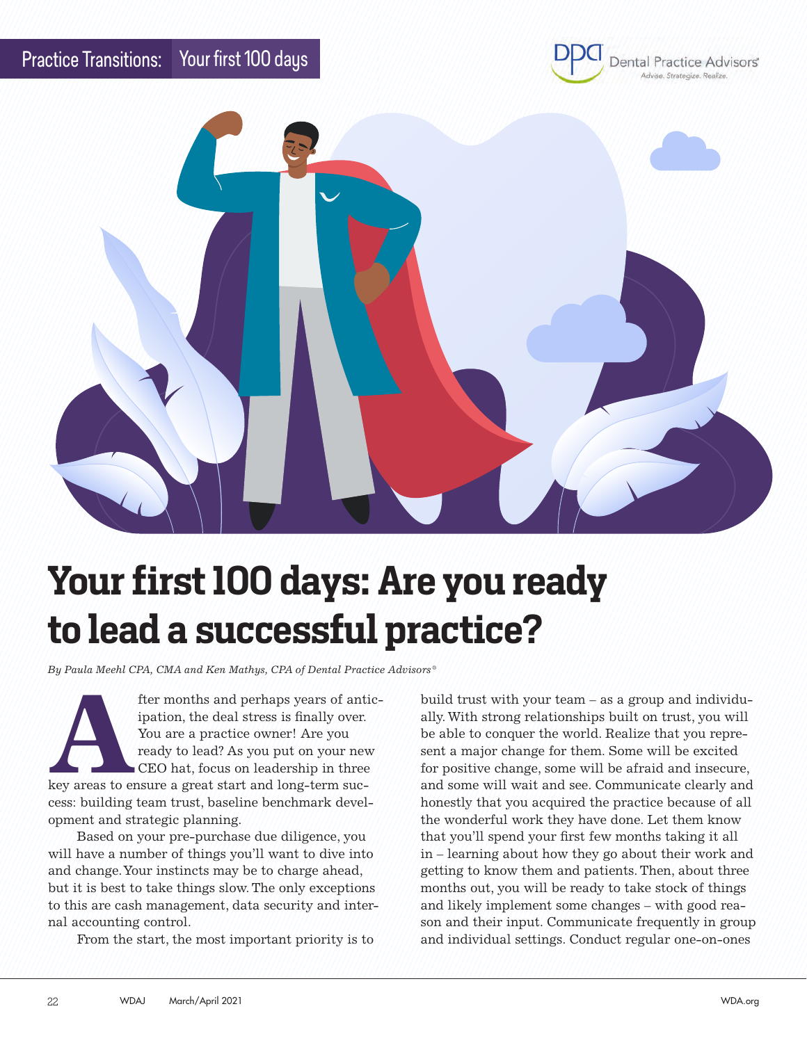Practice Transitions: Your first 100 days

# Your first 100 days: Are you ready to lead a successful practice?

*By Paula Meehl CPA, CMA and Ken Mathys, CPA of Dental Practice Advisors®*

After months and perhaps years of anticipation, the deal stress is finally over. You are a practice owner! Are you ready to lead? As you put on your new CEO hat, focus on leadership in three key areas to ensure a great start and long-term success: building team trust, baseline benchmark development and strategic planning.

Based on your pre-purchase due diligence, you will have a number of things you'll want to dive into and change. Your instincts may be to charge ahead, but it is best to take things slow. The only exceptions to this are cash management, data security and internal accounting control.

From the start, the most important priority is to build trust with your team – as a group and individually. With strong relationships built on trust, you will be able to conquer the world. Realize that you represent a major change for them. Some will be excited for positive change, some will be afraid and insecure, and some will wait and see. Communicate clearly and honestly that you acquired the practice because of all the wonderful work they have done. Let them know that you'll spend your first few months taking it all in – learning about how they go about their work and getting to know them and patients. Then, about three months out, you will be ready to take stock of things and likely implement some changes – with good reason and their input. Communicate frequently in group and individual settings. Conduct regular one-on-ones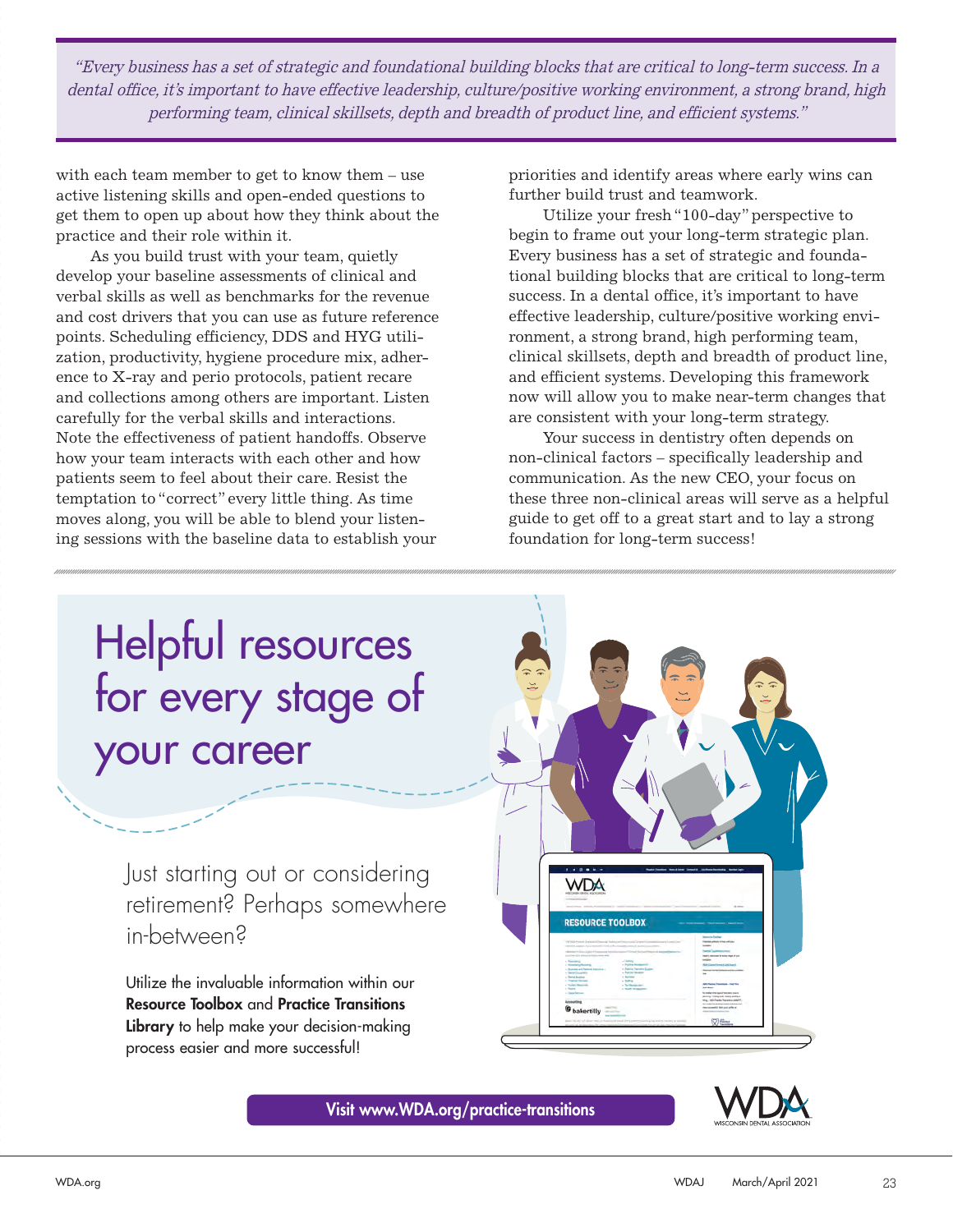> *"Every business has a set of strategic and foundational building blocks that are critical to long-term success. In a dental office, it's important to have effective leadership, culture/positive working environment, a strong brand, high performing team, clinical skillsets, depth and breadth of product line, and efficient systems."*

with each team member to get to know them – use active listening skills and open-ended questions to get them to open up about how they think about the practice and their role within it.

As you build trust with your team, quietly develop your baseline assessments of clinical and verbal skills as well as benchmarks for the revenue and cost drivers that you can use as future reference points. Scheduling efficiency, DDS and HYG utilization, productivity, hygiene procedure mix, adherence to X-ray and perio protocols, patient recare and collections among others are important. Listen carefully for the verbal skills and interactions. Note the effectiveness of patient handoffs. Observe how your team interacts with each other and how patients seem to feel about their care. Resist the temptation to "correct" every little thing. As time moves along, you will be able to blend your listening sessions with the baseline data to establish your priorities and identify areas where early wins can further build trust and teamwork.

Utilize your fresh "100-day" perspective to begin to frame out your long-term strategic plan. Every business has a set of strategic and foundational building blocks that are critical to long-term success. In a dental office, it's important to have effective leadership, culture/positive working environment, a strong brand, high performing team, clinical skillsets, depth and breadth of product line, and efficient systems. Developing this framework now will allow you to make near-term changes that are consistent with your long-term strategy.

Your success in dentistry often depends on non-clinical factors – specifically leadership and communication. As the new CEO, your focus on these three non-clinical areas will serve as a helpful guide to get off to a great start and to lay a strong foundation for long-term success!

---

# Helpful resources for every stage of your career

Just starting out or considering retirement? Perhaps somewhere in-between?

Utilize the invaluable information within our **Resource Toolbox** and **Practice Transitions Library** to help make your decision-making process easier and more successful!

**Visit www.WDA.org/practice-transitions**

WDA
WISCONSIN DENTAL ASSOCIATION